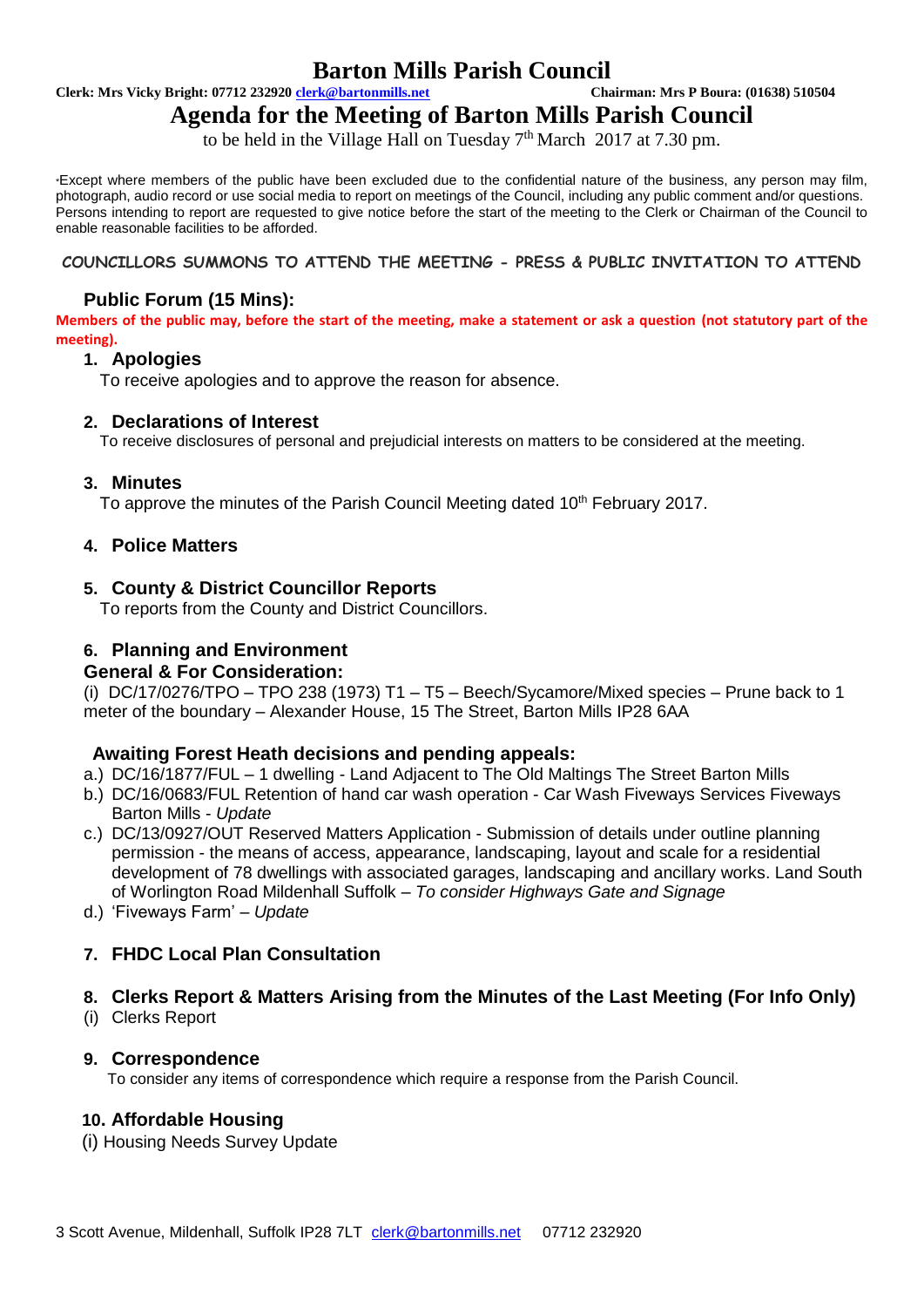# Barton Mills Parish Council

**Clerk: Mrs Vicky Bright: 07712 232920 clerk@bartonmills.net** **Chairman: Mrs P Boura: (01638) 510504**

## Agenda for the Meeting of Barton Mills Parish Council

to be held in the Village Hall on Tuesday 7th March 2017 at 7.30 pm.

*Except where members of the public have been excluded due to the confidential nature of the business, any person may film, photograph, audio record or use social media to report on meetings of the Council, including any public comment and/or questions. Persons intending to report are requested to give notice before the start of the meeting to the Clerk or Chairman of the Council to enable reasonable facilities to be afforded.

**COUNCILLORS SUMMONS TO ATTEND THE MEETING - PRESS & PUBLIC INVITATION TO ATTEND**

### Public Forum (15 Mins):

**Members of the public may, before the start of the meeting, make a statement or ask a question (not statutory part of the meeting).**

### 1. Apologies

To receive apologies and to approve the reason for absence.

### 2. Declarations of Interest

To receive disclosures of personal and prejudicial interests on matters to be considered at the meeting.

### 3. Minutes

To approve the minutes of the Parish Council Meeting dated 10th February 2017.

### 4. Police Matters

### 5. County & District Councillor Reports

To reports from the County and District Councillors.

### 6. Planning and Environment

**General & For Consideration:**

(i) DC/17/0276/TPO – TPO 238 (1973) T1 – T5 – Beech/Sycamore/Mixed species – Prune back to 1 meter of the boundary – Alexander House, 15 The Street, Barton Mills IP28 6AA

**Awaiting Forest Heath decisions and pending appeals:**

a.) DC/16/1877/FUL – 1 dwelling - Land Adjacent to The Old Maltings The Street Barton Mills
b.) DC/16/0683/FUL Retention of hand car wash operation - Car Wash Fiveways Services Fiveways Barton Mills - *Update*
c.) DC/13/0927/OUT Reserved Matters Application - Submission of details under outline planning permission - the means of access, appearance, landscaping, layout and scale for a residential development of 78 dwellings with associated garages, landscaping and ancillary works. Land South of Worlington Road Mildenhall Suffolk – *To consider Highways Gate and Signage*
d.) 'Fiveways Farm' – *Update*

### 7. FHDC Local Plan Consultation

### 8. Clerks Report & Matters Arising from the Minutes of the Last Meeting (For Info Only)

(i) Clerks Report

### 9. Correspondence

To consider any items of correspondence which require a response from the Parish Council.

### 10. Affordable Housing

(i) Housing Needs Survey Update

3 Scott Avenue, Mildenhall, Suffolk IP28 7LT clerk@bartonmills.net 07712 232920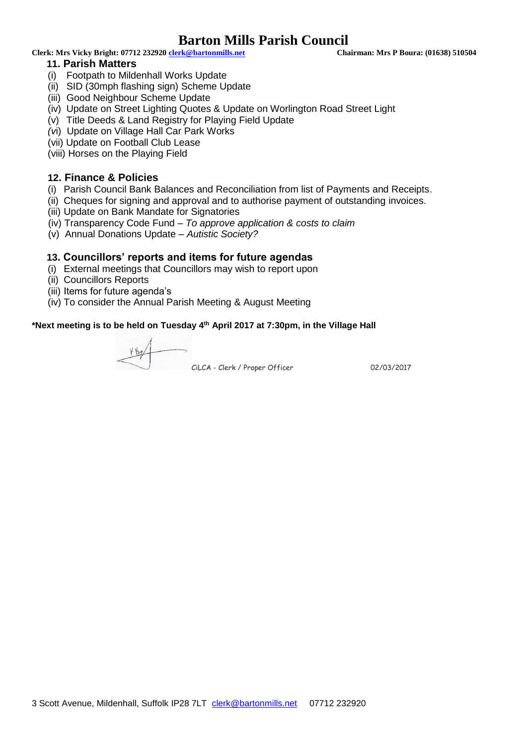# Barton Mills Parish Council

**Clerk: Mrs Vicky Bright: 07712 232920 clerk@bartonmills.net** **Chairman: Mrs P Boura: (01638) 510504**

## 11. Parish Matters

(i) Footpath to Mildenhall Works Update
(ii) SID (30mph flashing sign) Scheme Update
(iii) Good Neighbour Scheme Update
(iv) Update on Street Lighting Quotes & Update on Worlington Road Street Light
(v) Title Deeds & Land Registry for Playing Field Update
(vi) Update on Village Hall Car Park Works
(vii) Update on Football Club Lease
(viii) Horses on the Playing Field

## 12. Finance & Policies

(i) Parish Council Bank Balances and Reconciliation from list of Payments and Receipts.
(ii) Cheques for signing and approval and to authorise payment of outstanding invoices.
(iii) Update on Bank Mandate for Signatories
(iv) Transparency Code Fund – *To approve application & costs to claim*
(v) Annual Donations Update – *Autistic Society?*

## 13. Councillors' reports and items for future agendas

(i) External meetings that Councillors may wish to report upon
(ii) Councillors Reports
(iii) Items for future agenda's
(iv) To consider the Annual Parish Meeting & August Meeting

**\*Next meeting is to be held on Tuesday 4th April 2017 at 7:30pm, in the Village Hall**

CiLCA - Clerk / Proper Officer 02/03/2017

3 Scott Avenue, Mildenhall, Suffolk IP28 7LT clerk@bartonmills.net 07712 232920